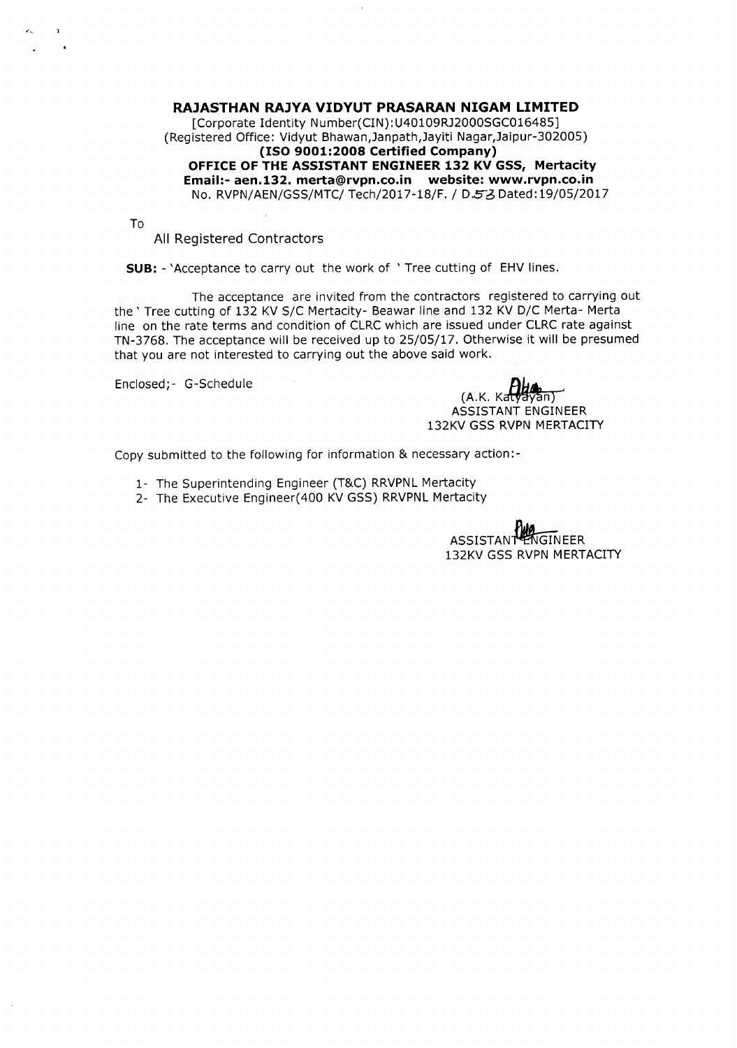**RAJASTHAN RAJYA VIDYUT PRASARAN NIGAM LIMITED**

[Corporate Identity Number(CIN):U40109RJ2000SGC016485]
(Registered Office: Vidyut Bhawan,Janpath,Jayiti Nagar,Jaipur-302005)
**(ISO 9001:2008 Certified Company)**
**OFFICE OF THE ASSISTANT ENGINEER 132 KV GSS, Mertacity**
**Email:- aen.132. merta@rvpn.co.in website: www.rvpn.co.in**
No. RVPN/AEN/GSS/MTC/ Tech/2017-18/F. / D.53 Dated:19/05/2017

To

All Registered Contractors

**SUB:** - 'Acceptance to carry out the work of ' Tree cutting of EHV lines.

The acceptance are invited from the contractors registered to carrying out the ' Tree cutting of 132 KV S/C Mertacity- Beawar line and 132 KV D/C Merta- Merta line on the rate terms and condition of CLRC which are issued under CLRC rate against TN-3768. The acceptance will be received up to 25/05/17. Otherwise it will be presumed that you are not interested to carrying out the above said work.

Enclosed;- G-Schedule

(A.K. Katyayan)
ASSISTANT ENGINEER
132KV GSS RVPN MERTACITY

Copy submitted to the following for information & necessary action:-

1- The Superintending Engineer (T&C) RRVPNL Mertacity
2- The Executive Engineer(400 KV GSS) RRVPNL Mertacity

ASSISTANT ENGINEER
132KV GSS RVPN MERTACITY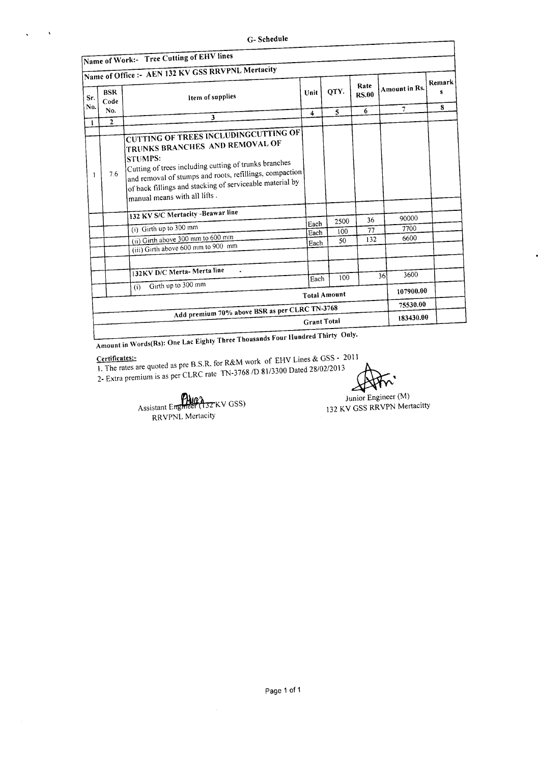# G- Schedule

| | | | | | | | |
|---|---|---|---|---|---|---|---|
| **Name of Work:- Tree Cutting of EHV lines** | | | | | | | |
| **Name of Office :- AEN 132 KV GSS RRVPNL Mertacity** | | | | | | | |
| **Sr. No.** | **BSR Code No.** | **Item of supplies** | **Unit** | **QTY.** | **Rate RS.00** | **Amount in Rs.** | **Remarks** |
| **1** | **2** | **3** | **4** | **5** | **6** | **7** | **8** |
| 1 | 7.6 | **CUTTING OF TREES INCLUDINGCUTTING OF TRUNKS BRANCHES AND REMOVAL OF STUMPS:** Cutting of trees including cutting of trunks branches and removal of stumps and roots, refillings, compaction of back fillings and stacking of serviceable material by manual means with all lifts . | | | | | |
| | | **132 KV S/C Mertacity -Beawar line** | | | | | |
| | | (i) Girth up to 300 mm | Each | 2500 | 36 | 90000 | |
| | | (ii) Girth above 300 mm to 600 mm | Each | 100 | 77 | 7700 | |
| | | (iii) Girth above 600 mm to 900 mm | Each | 50 | 132 | 6600 | |
| | | 132KV D/C Merta- Merta line | | | | | |
| | | (i) Girth up to 300 mm | Each | 100 | 36 | 3600 | |
| | | | **Total Amount** | | | **107900.00** | |
| | | **Add premium 70% above BSR as per CLRC TN-3768** | | | | **75530.00** | |
| | | | **Grant Total** | | | **183430.00** | |

**Amount in Words(Rs): One Lac Eighty Three Thousands Four Hundred Thirty Only.**

**Certificates:-**

1. The rates are quoted as pre B.S.R. for R&M work of EHV Lines & GSS - 2011
2. Extra premium is as per CLRC rate TN-3768 /D 81/3300 Dated 28/02/2013

Assistant Engineer (132 KV GSS)
RRVPNL Mertacity

Junior Engineer (M)
132 KV GSS RRVPN Mertacitty